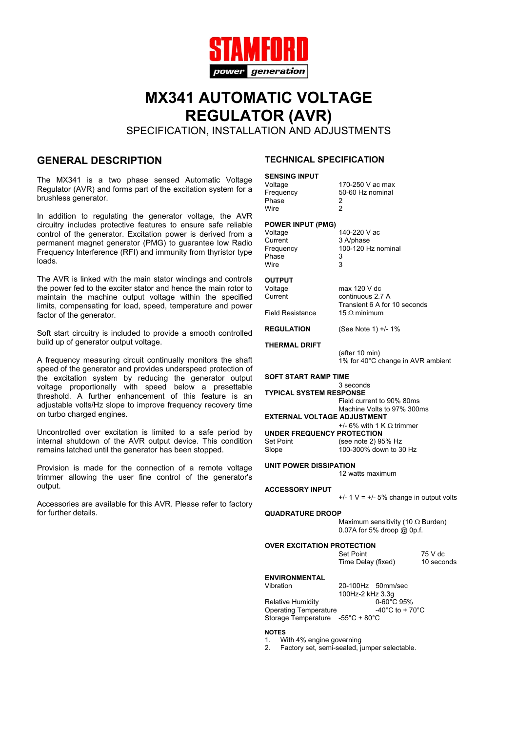**STAMFORD**

**power generation**

# MX341 AUTOMATIC VOLTAGE REGULATOR (AVR)

SPECIFICATION, INSTALLATION AND ADJUSTMENTS

## GENERAL DESCRIPTION

The MX341 is a two phase sensed Automatic Voltage Regulator (AVR) and forms part of the excitation system for a brushless generator.

In addition to regulating the generator voltage, the AVR circuitry includes protective features to ensure safe reliable control of the generator. Excitation power is derived from a permanent magnet generator (PMG) to guarantee low Radio Frequency Interference (RFI) and immunity from thyristor type loads.

The AVR is linked with the main stator windings and controls the power fed to the exciter stator and hence the main rotor to maintain the machine output voltage within the specified limits, compensating for load, speed, temperature and power factor of the generator.

Soft start circuitry is included to provide a smooth controlled build up of generator output voltage.

A frequency measuring circuit continually monitors the shaft speed of the generator and provides underspeed protection of the excitation system by reducing the generator output voltage proportionally with speed below a presettable threshold. A further enhancement of this feature is an adjustable volts/Hz slope to improve frequency recovery time on turbo charged engines.

Uncontrolled over excitation is limited to a safe period by internal shutdown of the AVR output device. This condition remains latched until the generator has been stopped.

Provision is made for the connection of a remote voltage trimmer allowing the user fine control of the generator's output.

Accessories are available for this AVR. Please refer to factory for further details.

## TECHNICAL SPECIFICATION

**SENSING INPUT**

| | |
|---|---|
| Voltage | 170-250 V ac max |
| Frequency | 50-60 Hz nominal |
| Phase | 2 |
| Wire | 2 |

**POWER INPUT (PMG)**

| | |
|---|---|
| Voltage | 140-220 V ac |
| Current | 3 A/phase |
| Frequency | 100-120 Hz nominal |
| Phase | 3 |
| Wire | 3 |

**OUTPUT**

| | |
|---|---|
| Voltage | max 120 V dc |
| Current | continuous 2.7 A<br>Transient 6 A for 10 seconds |
| Field Resistance | 15 Ω minimum |

**REGULATION** (See Note 1) +/- 1%

**THERMAL DRIFT**
(after 10 min)
1% for 40°C change in AVR ambient

**SOFT START RAMP TIME**
3 seconds

**TYPICAL SYSTEM RESPONSE**
Field current to 90% 80ms
Machine Volts to 97% 300ms

**EXTERNAL VOLTAGE ADJUSTMENT**
+/- 6% with 1 K Ω trimmer

**UNDER FREQUENCY PROTECTION**

| | |
|---|---|
| Set Point | (see note 2) 95% Hz |
| Slope | 100-300% down to 30 Hz |

**UNIT POWER DISSIPATION**
12 watts maximum

**ACCESSORY INPUT**
+/- 1 V = +/- 5% change in output volts

**QUADRATURE DROOP**
Maximum sensitivity (10 Ω Burden)
0.07A for 5% droop @ 0p.f.

**OVER EXCITATION PROTECTION**

| | |
|---|---|
| Set Point | 75 V dc |
| Time Delay (fixed) | 10 seconds |

**ENVIRONMENTAL**

| | |
|---|---|
| Vibration | 20-100Hz 50mm/sec<br>100Hz-2 kHz 3.3g |
| Relative Humidity | 0-60°C 95% |
| Operating Temperature | -40°C to + 70°C |
| Storage Temperature | -55°C + 80°C |

**NOTES**

1. With 4% engine governing
2. Factory set, semi-sealed, jumper selectable.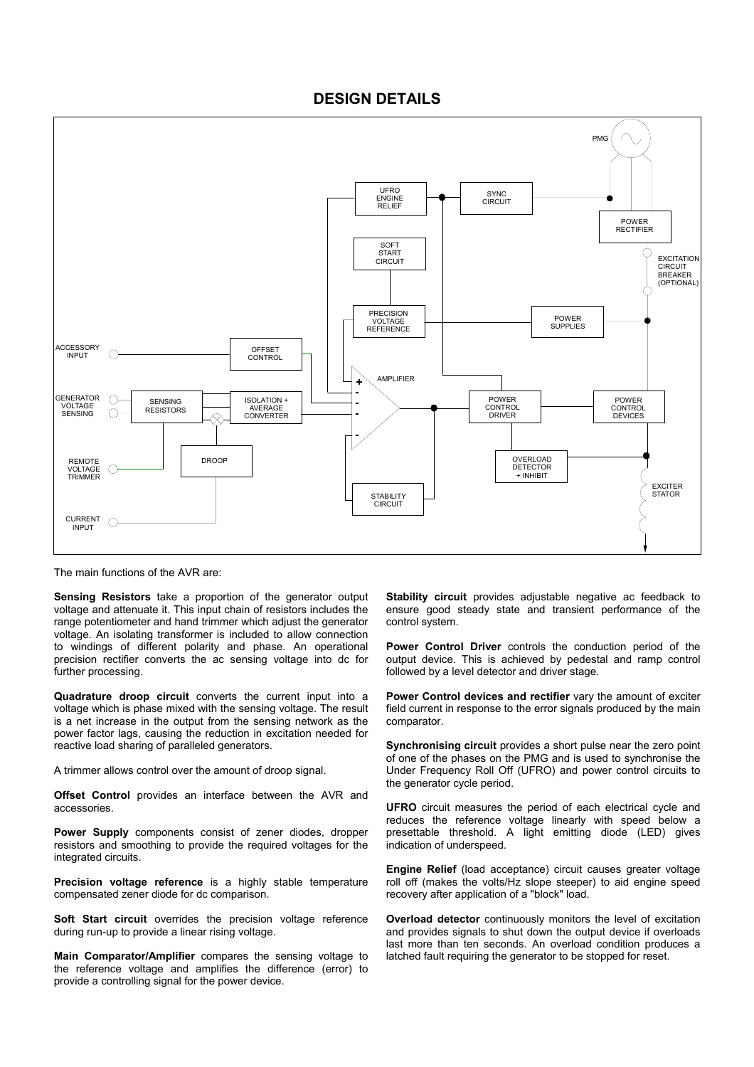# DESIGN DETAILS

The main functions of the AVR are:

**Sensing Resistors** take a proportion of the generator output voltage and attenuate it. This input chain of resistors includes the range potentiometer and hand trimmer which adjust the generator voltage. An isolating transformer is included to allow connection to windings of different polarity and phase. An operational precision rectifier converts the ac sensing voltage into dc for further processing.

**Quadrature droop circuit** converts the current input into a voltage which is phase mixed with the sensing voltage. The result is a net increase in the output from the sensing network as the power factor lags, causing the reduction in excitation needed for reactive load sharing of paralleled generators.

A trimmer allows control over the amount of droop signal.

**Offset Control** provides an interface between the AVR and accessories.

**Power Supply** components consist of zener diodes, dropper resistors and smoothing to provide the required voltages for the integrated circuits.

**Precision voltage reference** is a highly stable temperature compensated zener diode for dc comparison.

**Soft Start circuit** overrides the precision voltage reference during run-up to provide a linear rising voltage.

**Main Comparator/Amplifier** compares the sensing voltage to the reference voltage and amplifies the difference (error) to provide a controlling signal for the power device.

**Stability circuit** provides adjustable negative ac feedback to ensure good steady state and transient performance of the control system.

**Power Control Driver** controls the conduction period of the output device. This is achieved by pedestal and ramp control followed by a level detector and driver stage.

**Power Control devices and rectifier** vary the amount of exciter field current in response to the error signals produced by the main comparator.

**Synchronising circuit** provides a short pulse near the zero point of one of the phases on the PMG and is used to synchronise the Under Frequency Roll Off (UFRO) and power control circuits to the generator cycle period.

**UFRO** circuit measures the period of each electrical cycle and reduces the reference voltage linearly with speed below a presettable threshold. A light emitting diode (LED) gives indication of underspeed.

**Engine Relief** (load acceptance) circuit causes greater voltage roll off (makes the volts/Hz slope steeper) to aid engine speed recovery after application of a "block" load.

**Overload detector** continuously monitors the level of excitation and provides signals to shut down the output device if overloads last more than ten seconds. An overload condition produces a latched fault requiring the generator to be stopped for reset.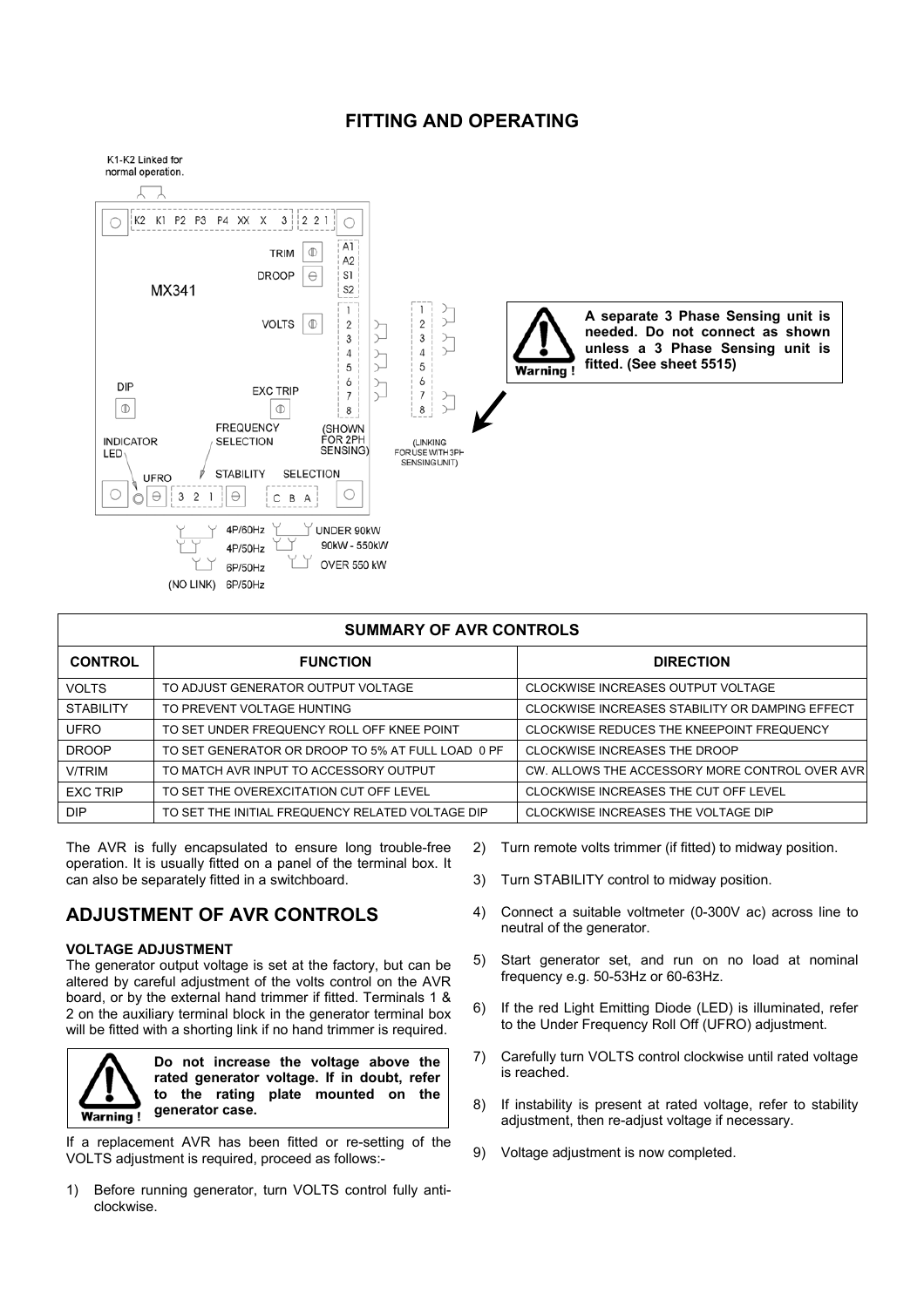## FITTING AND OPERATING

K1-K2 Linked for normal operation.

MX341

K2 K1 P2 P3 P4 XX X 3 2 2 1

TRIM, DROOP, VOLTS, DIP, EXC TRIP, FREQUENCY SELECTION, INDICATOR LED, UFRO, STABILITY, SELECTION

A1 A2 S1 S2

(SHOWN FOR 2PH SENSING)

(LINKING FOR USE WITH 3PH SENSING UNIT)

4P/60Hz, 4P/50Hz, 6P/50Hz, (NO LINK) 6P/50Hz

UNDER 90kW, 90kW - 550kW, OVER 550 kW

**Warning !** **A separate 3 Phase Sensing unit is needed. Do not connect as shown unless a 3 Phase Sensing unit is fitted. (See sheet 5515)**

| SUMMARY OF AVR CONTROLS | | |
|---|---|---|
| **CONTROL** | **FUNCTION** | **DIRECTION** |
| VOLTS | TO ADJUST GENERATOR OUTPUT VOLTAGE | CLOCKWISE INCREASES OUTPUT VOLTAGE |
| STABILITY | TO PREVENT VOLTAGE HUNTING | CLOCKWISE INCREASES STABILITY OR DAMPING EFFECT |
| UFRO | TO SET UNDER FREQUENCY ROLL OFF KNEE POINT | CLOCKWISE REDUCES THE KNEEPOINT FREQUENCY |
| DROOP | TO SET GENERATOR OR DROOP TO 5% AT FULL LOAD 0 PF | CLOCKWISE INCREASES THE DROOP |
| V/TRIM | TO MATCH AVR INPUT TO ACCESSORY OUTPUT | CW. ALLOWS THE ACCESSORY MORE CONTROL OVER AVR |
| EXC TRIP | TO SET THE OVEREXCITATION CUT OFF LEVEL | CLOCKWISE INCREASES THE CUT OFF LEVEL |
| DIP | TO SET THE INITIAL FREQUENCY RELATED VOLTAGE DIP | CLOCKWISE INCREASES THE VOLTAGE DIP |

The AVR is fully encapsulated to ensure long trouble-free operation. It is usually fitted on a panel of the terminal box. It can also be separately fitted in a switchboard.

## ADJUSTMENT OF AVR CONTROLS

#### VOLTAGE ADJUSTMENT

The generator output voltage is set at the factory, but can be altered by careful adjustment of the volts control on the AVR board, or by the external hand trimmer if fitted. Terminals 1 & 2 on the auxiliary terminal block in the generator terminal box will be fitted with a shorting link if no hand trimmer is required.

**Warning !** **Do not increase the voltage above the rated generator voltage. If in doubt, refer to the rating plate mounted on the generator case.**

If a replacement AVR has been fitted or re-setting of the VOLTS adjustment is required, proceed as follows:-

1) Before running generator, turn VOLTS control fully anti-clockwise.

2) Turn remote volts trimmer (if fitted) to midway position.

3) Turn STABILITY control to midway position.

4) Connect a suitable voltmeter (0-300V ac) across line to neutral of the generator.

5) Start generator set, and run on no load at nominal frequency e.g. 50-53Hz or 60-63Hz.

6) If the red Light Emitting Diode (LED) is illuminated, refer to the Under Frequency Roll Off (UFRO) adjustment.

7) Carefully turn VOLTS control clockwise until rated voltage is reached.

8) If instability is present at rated voltage, refer to stability adjustment, then re-adjust voltage if necessary.

9) Voltage adjustment is now completed.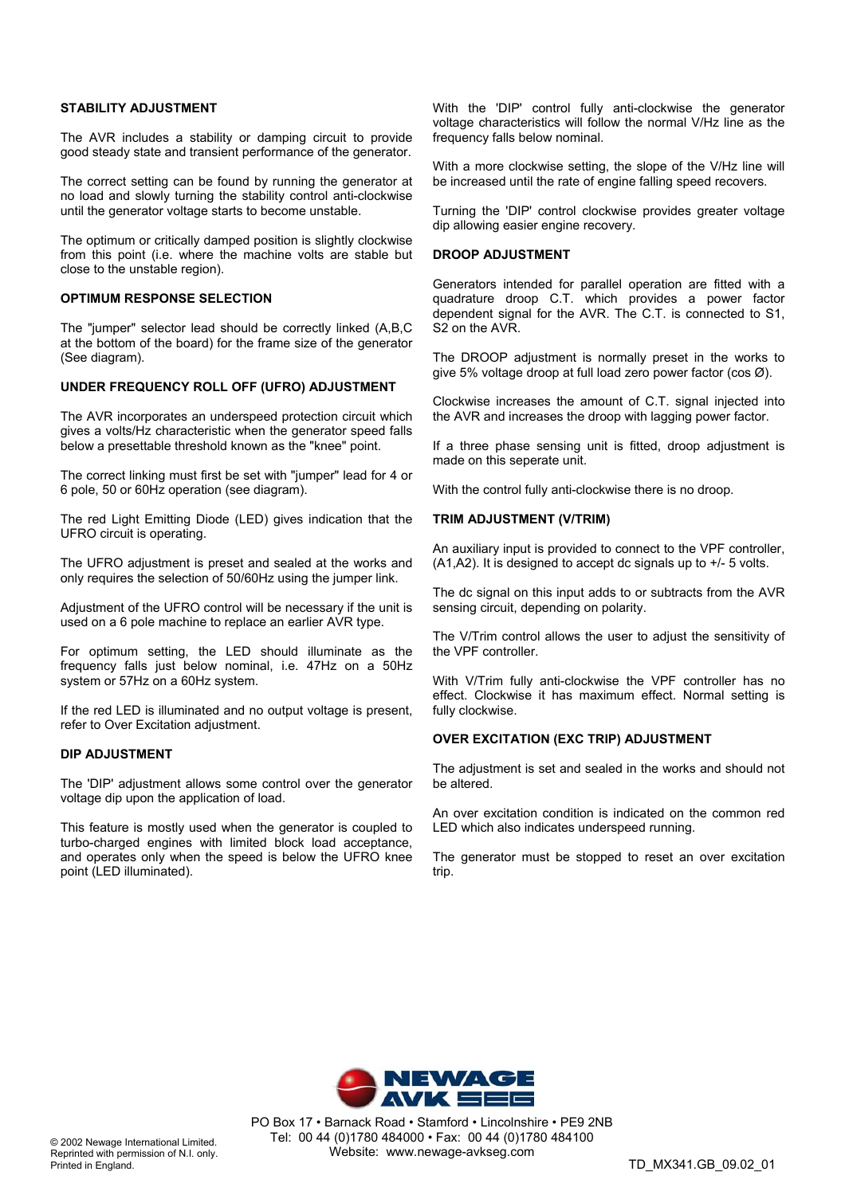### STABILITY ADJUSTMENT

The AVR includes a stability or damping circuit to provide good steady state and transient performance of the generator.

The correct setting can be found by running the generator at no load and slowly turning the stability control anti-clockwise until the generator voltage starts to become unstable.

The optimum or critically damped position is slightly clockwise from this point (i.e. where the machine volts are stable but close to the unstable region).

### OPTIMUM RESPONSE SELECTION

The "jumper" selector lead should be correctly linked (A,B,C at the bottom of the board) for the frame size of the generator (See diagram).

### UNDER FREQUENCY ROLL OFF (UFRO) ADJUSTMENT

The AVR incorporates an underspeed protection circuit which gives a volts/Hz characteristic when the generator speed falls below a presettable threshold known as the "knee" point.

The correct linking must first be set with "jumper" lead for 4 or 6 pole, 50 or 60Hz operation (see diagram).

The red Light Emitting Diode (LED) gives indication that the UFRO circuit is operating.

The UFRO adjustment is preset and sealed at the works and only requires the selection of 50/60Hz using the jumper link.

Adjustment of the UFRO control will be necessary if the unit is used on a 6 pole machine to replace an earlier AVR type.

For optimum setting, the LED should illuminate as the frequency falls just below nominal, i.e. 47Hz on a 50Hz system or 57Hz on a 60Hz system.

If the red LED is illuminated and no output voltage is present, refer to Over Excitation adjustment.

### DIP ADJUSTMENT

The 'DIP' adjustment allows some control over the generator voltage dip upon the application of load.

This feature is mostly used when the generator is coupled to turbo-charged engines with limited block load acceptance, and operates only when the speed is below the UFRO knee point (LED illuminated).

With the 'DIP' control fully anti-clockwise the generator voltage characteristics will follow the normal V/Hz line as the frequency falls below nominal.

With a more clockwise setting, the slope of the V/Hz line will be increased until the rate of engine falling speed recovers.

Turning the 'DIP' control clockwise provides greater voltage dip allowing easier engine recovery.

### DROOP ADJUSTMENT

Generators intended for parallel operation are fitted with a quadrature droop C.T. which provides a power factor dependent signal for the AVR. The C.T. is connected to S1, S2 on the AVR.

The DROOP adjustment is normally preset in the works to give 5% voltage droop at full load zero power factor (cos Ø).

Clockwise increases the amount of C.T. signal injected into the AVR and increases the droop with lagging power factor.

If a three phase sensing unit is fitted, droop adjustment is made on this seperate unit.

With the control fully anti-clockwise there is no droop.

### TRIM ADJUSTMENT (V/TRIM)

An auxiliary input is provided to connect to the VPF controller, (A1,A2). It is designed to accept dc signals up to +/- 5 volts.

The dc signal on this input adds to or subtracts from the AVR sensing circuit, depending on polarity.

The V/Trim control allows the user to adjust the sensitivity of the VPF controller.

With V/Trim fully anti-clockwise the VPF controller has no effect. Clockwise it has maximum effect. Normal setting is fully clockwise.

### OVER EXCITATION (EXC TRIP) ADJUSTMENT

The adjustment is set and sealed in the works and should not be altered.

An over excitation condition is indicated on the common red LED which also indicates underspeed running.

The generator must be stopped to reset an over excitation trip.

NEWAGE AVK SEG

PO Box 17 • Barnack Road • Stamford • Lincolnshire • PE9 2NB
Tel: 00 44 (0)1780 484000 • Fax: 00 44 (0)1780 484100
Website: www.newage-avkseg.com

© 2002 Newage International Limited.
Reprinted with permission of N.I. only.
Printed in England.

TD_MX341.GB_09.02_01